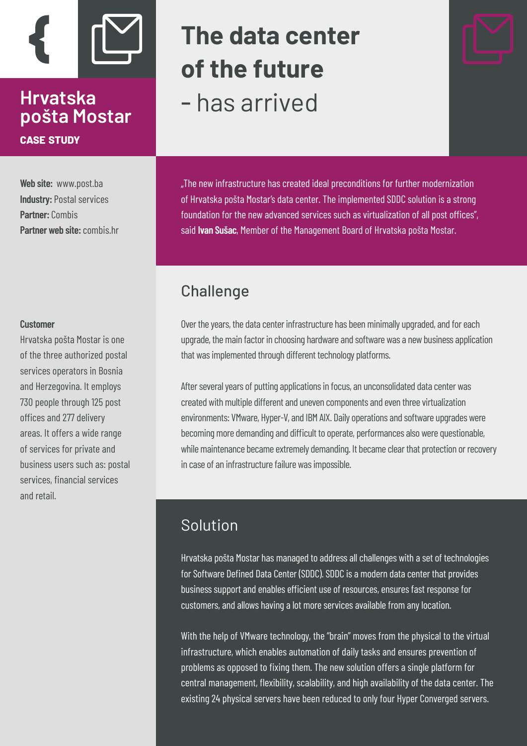# Hrvatska pošta Mostar

**CASE STUDY**

# The data center of the future - has arrived

**Web site:** www.post.ba
**Industry:** Postal services
**Partner:** Combis
**Partner web site:** combis.hr

„The new infrastructure has created ideal preconditions for further modernization of Hrvatska pošta Mostar's data center. The implemented SDDC solution is a strong foundation for the new advanced services such as virtualization of all post offices", said **Ivan Sušac**, Member of the Management Board of Hrvatska pošta Mostar.

**Customer**

Hrvatska pošta Mostar is one of the three authorized postal services operators in Bosnia and Herzegovina. It employs 730 people through 125 post offices and 277 delivery areas. It offers a wide range of services for private and business users such as: postal services, financial services and retail.

## Challenge

Over the years, the data center infrastructure has been minimally upgraded, and for each upgrade, the main factor in choosing hardware and software was a new business application that was implemented through different technology platforms.

After several years of putting applications in focus, an unconsolidated data center was created with multiple different and uneven components and even three virtualization environments: VMware, Hyper-V, and IBM AIX. Daily operations and software upgrades were becoming more demanding and difficult to operate, performances also were questionable, while maintenance became extremely demanding. It became clear that protection or recovery in case of an infrastructure failure was impossible.

## Solution

Hrvatska pošta Mostar has managed to address all challenges with a set of technologies for Software Defined Data Center (SDDC). SDDC is a modern data center that provides business support and enables efficient use of resources, ensures fast response for customers, and allows having a lot more services available from any location.

With the help of VMware technology, the "brain" moves from the physical to the virtual infrastructure, which enables automation of daily tasks and ensures prevention of problems as opposed to fixing them. The new solution offers a single platform for central management, flexibility, scalability, and high availability of the data center. The existing 24 physical servers have been reduced to only four Hyper Converged servers.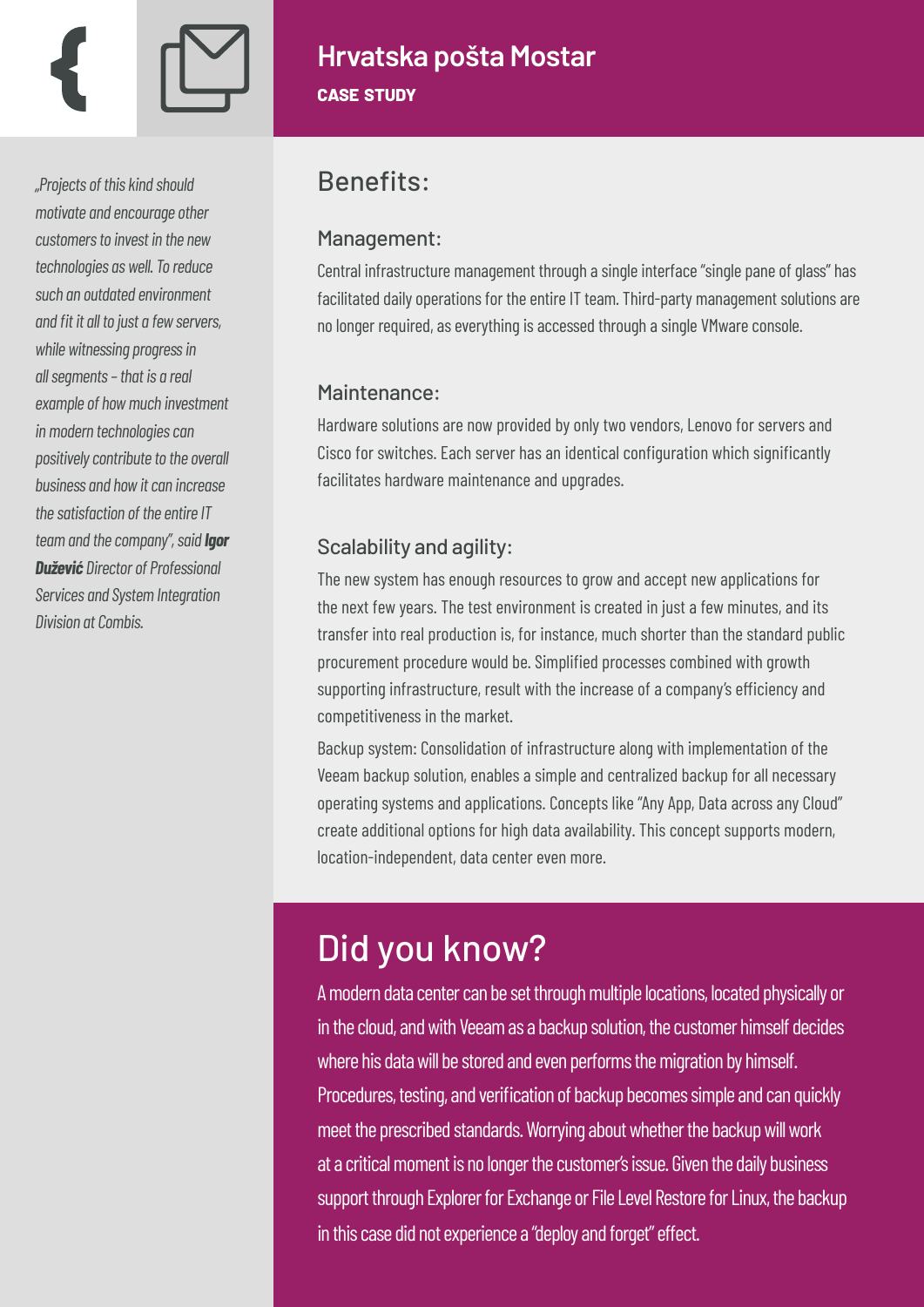## Hrvatska pošta Mostar

**CASE STUDY**

*„Projects of this kind should motivate and encourage other customers to invest in the new technologies as well. To reduce such an outdated environment and fit it all to just a few servers, while witnessing progress in all segments – that is a real example of how much investment in modern technologies can positively contribute to the overall business and how it can increase the satisfaction of the entire IT team and the company", said **Igor Dužević** Director of Professional Services and System Integration Division at Combis.*

## Benefits:

### Management:

Central infrastructure management through a single interface "single pane of glass" has facilitated daily operations for the entire IT team. Third-party management solutions are no longer required, as everything is accessed through a single VMware console.

### Maintenance:

Hardware solutions are now provided by only two vendors, Lenovo for servers and Cisco for switches. Each server has an identical configuration which significantly facilitates hardware maintenance and upgrades.

### Scalability and agility:

The new system has enough resources to grow and accept new applications for the next few years. The test environment is created in just a few minutes, and its transfer into real production is, for instance, much shorter than the standard public procurement procedure would be. Simplified processes combined with growth supporting infrastructure, result with the increase of a company's efficiency and competitiveness in the market.

Backup system: Consolidation of infrastructure along with implementation of the Veeam backup solution, enables a simple and centralized backup for all necessary operating systems and applications. Concepts like "Any App, Data across any Cloud" create additional options for high data availability. This concept supports modern, location-independent, data center even more.

## Did you know?

A modern data center can be set through multiple locations, located physically or in the cloud, and with Veeam as a backup solution, the customer himself decides where his data will be stored and even performs the migration by himself. Procedures, testing, and verification of backup becomes simple and can quickly meet the prescribed standards. Worrying about whether the backup will work at a critical moment is no longer the customer's issue. Given the daily business support through Explorer for Exchange or File Level Restore for Linux, the backup in this case did not experience a "deploy and forget" effect.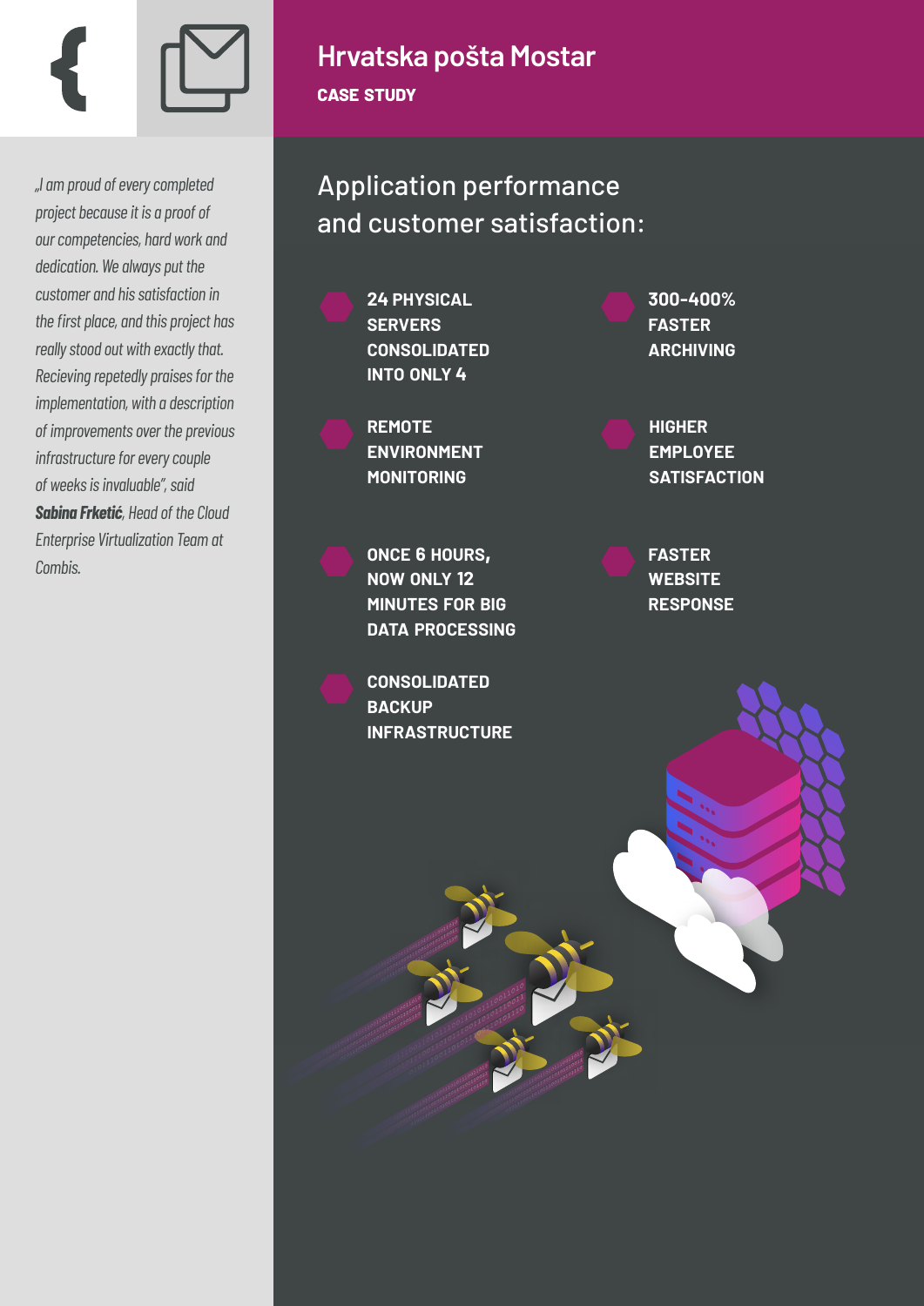# Hrvatska pošta Mostar

**CASE STUDY**

*„I am proud of every completed project because it is a proof of our competencies, hard work and dedication. We always put the customer and his satisfaction in the first place, and this project has really stood out with exactly that. Recieving repetedly praises for the implementation, with a description of improvements over the previous infrastructure for every couple of weeks is invaluable", said **Sabina Frketić**, Head of the Cloud Enterprise Virtualization Team at Combis.*

## Application performance and customer satisfaction:

- **24 PHYSICAL SERVERS CONSOLIDATED INTO ONLY 4**
- **REMOTE ENVIRONMENT MONITORING**
- **ONCE 6 HOURS, NOW ONLY 12 MINUTES FOR BIG DATA PROCESSING**
- **CONSOLIDATED BACKUP INFRASTRUCTURE**
- **300-400% FASTER ARCHIVING**
- **HIGHER EMPLOYEE SATISFACTION**
- **FASTER WEBSITE RESPONSE**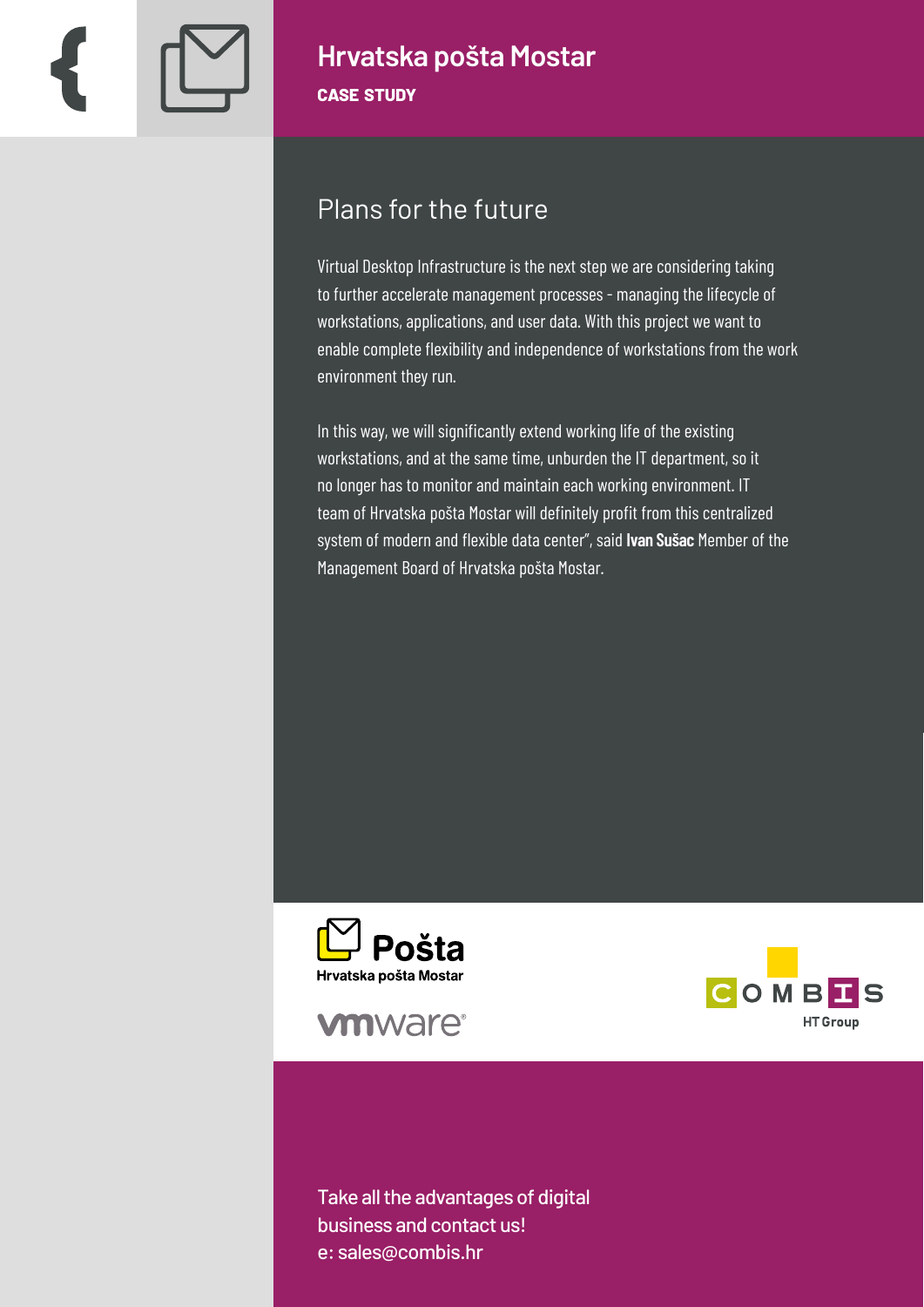# Hrvatska pošta Mostar

**CASE STUDY**

## Plans for the future

Virtual Desktop Infrastructure is the next step we are considering taking to further accelerate management processes - managing the lifecycle of workstations, applications, and user data. With this project we want to enable complete flexibility and independence of workstations from the work environment they run.

In this way, we will significantly extend working life of the existing workstations, and at the same time, unburden the IT department, so it no longer has to monitor and maintain each working environment. IT team of Hrvatska pošta Mostar will definitely profit from this centralized system of modern and flexible data center", said **Ivan Sušac** Member of the Management Board of Hrvatska pošta Mostar.

Pošta
Hrvatska pošta Mostar

vmware

COMBIS
HT Group

Take all the advantages of digital business and contact us!
e: sales@combis.hr